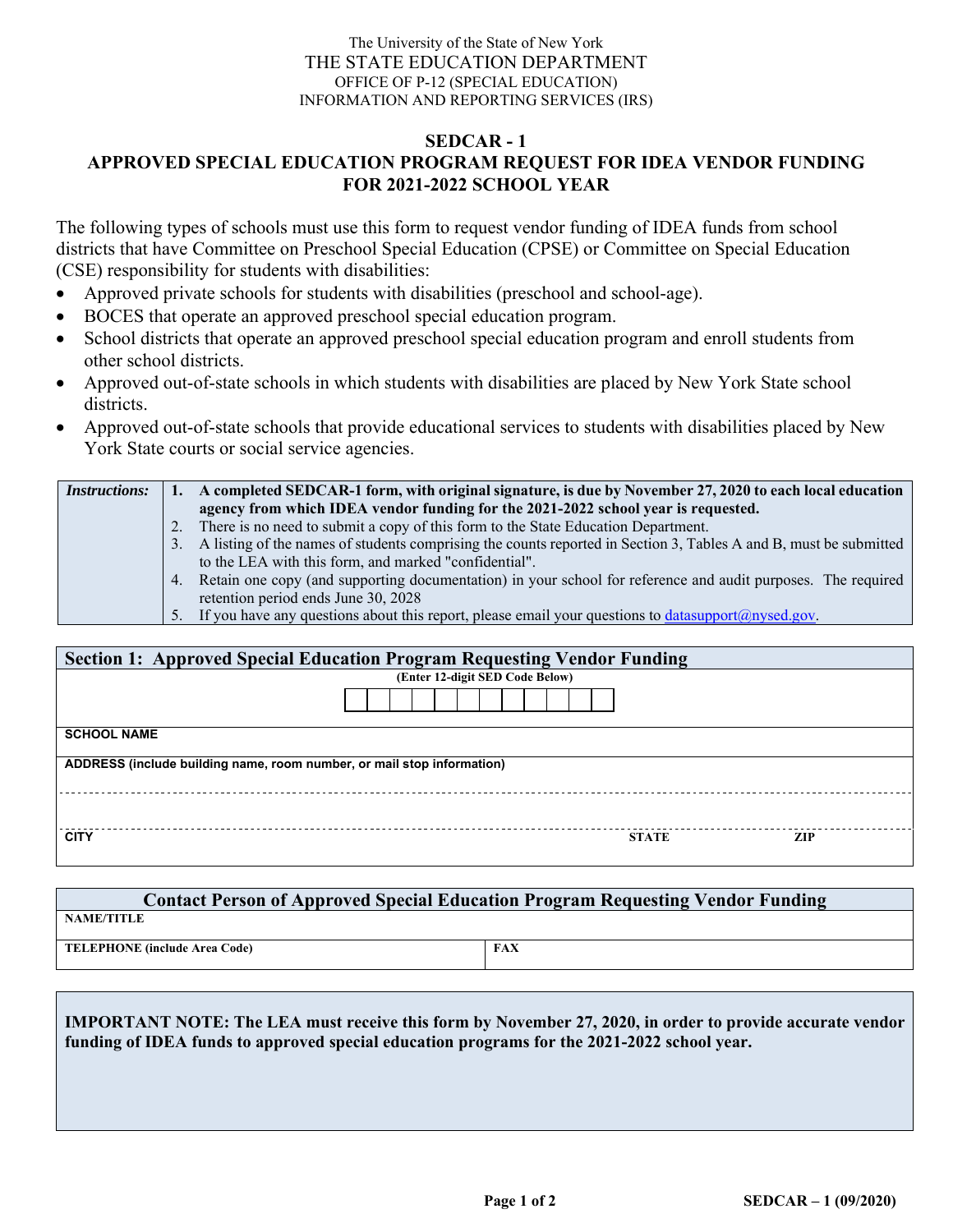The University of the State of New York
THE STATE EDUCATION DEPARTMENT
OFFICE OF P-12 (SPECIAL EDUCATION)
INFORMATION AND REPORTING SERVICES (IRS)

# SEDCAR - 1
# APPROVED SPECIAL EDUCATION PROGRAM REQUEST FOR IDEA VENDOR FUNDING FOR 2021-2022 SCHOOL YEAR

The following types of schools must use this form to request vendor funding of IDEA funds from school districts that have Committee on Preschool Special Education (CPSE) or Committee on Special Education (CSE) responsibility for students with disabilities:

- Approved private schools for students with disabilities (preschool and school-age).
- BOCES that operate an approved preschool special education program.
- School districts that operate an approved preschool special education program and enroll students from other school districts.
- Approved out-of-state schools in which students with disabilities are placed by New York State school districts.
- Approved out-of-state schools that provide educational services to students with disabilities placed by New York State courts or social service agencies.

| *Instructions:* | |
|---|---|
| | **1. A completed SEDCAR-1 form, with original signature, is due by November 27, 2020 to each local education agency from which IDEA vendor funding for the 2021-2022 school year is requested.** |
| | 2. There is no need to submit a copy of this form to the State Education Department. |
| | 3. A listing of the names of students comprising the counts reported in Section 3, Tables A and B, must be submitted to the LEA with this form, and marked "confidential". |
| | 4. Retain one copy (and supporting documentation) in your school for reference and audit purposes. The required retention period ends June 30, 2028 |
| | 5. If you have any questions about this report, please email your questions to datasupport@nysed.gov. |

## Section 1: Approved Special Education Program Requesting Vendor Funding

(Enter 12-digit SED Code Below)

| | | | | | | | | | | | |
|---|---|---|---|---|---|---|---|---|---|---|---|
| | | | | | | | | | | | |

**SCHOOL NAME**

**ADDRESS (include building name, room number, or mail stop information)**

| CITY | STATE | ZIP |
|---|---|---|
| | | |

## Contact Person of Approved Special Education Program Requesting Vendor Funding

**NAME/TITLE**

| TELEPHONE (include Area Code) | FAX |
|---|---|
| | |

**IMPORTANT NOTE: The LEA must receive this form by November 27, 2020, in order to provide accurate vendor funding of IDEA funds to approved special education programs for the 2021-2022 school year.**

SEDCAR – 1 (09/2020)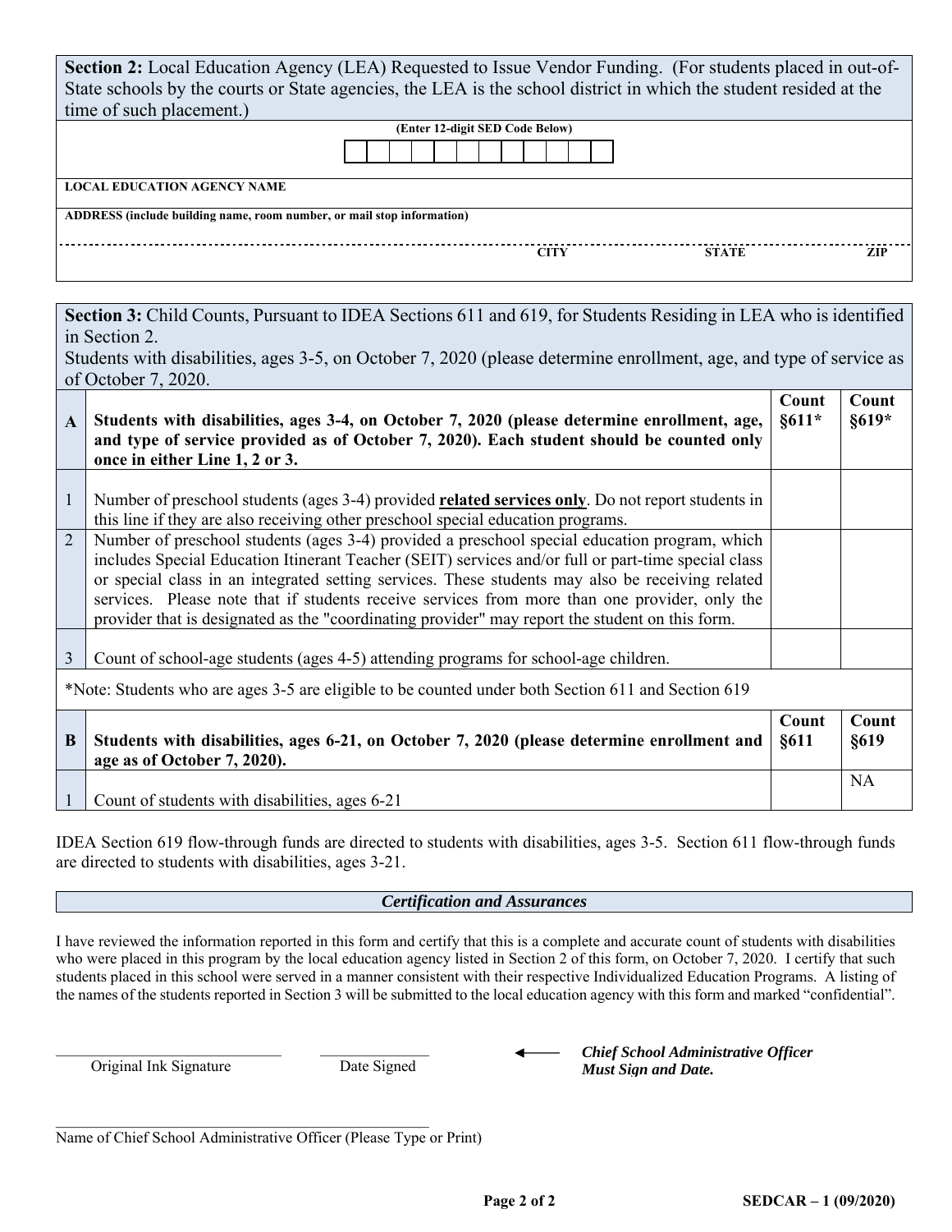**Section 2:** Local Education Agency (LEA) Requested to Issue Vendor Funding. (For students placed in out-of-State schools by the courts or State agencies, the LEA is the school district in which the student resided at the time of such placement.)

**(Enter 12-digit SED Code Below)**

| | | | | | | | | | | | |
|---|---|---|---|---|---|---|---|---|---|---|---|
| | | | | | | | | | | | |

**LOCAL EDUCATION AGENCY NAME**

**ADDRESS (include building name, room number, or mail stop information)**

**CITY** **STATE** **ZIP**

**Section 3:** Child Counts, Pursuant to IDEA Sections 611 and 619, for Students Residing in LEA who is identified in Section 2.
Students with disabilities, ages 3-5, on October 7, 2020 (please determine enrollment, age, and type of service as of October 7, 2020.

| **A** | **Students with disabilities, ages 3-4, on October 7, 2020 (please determine enrollment, age, and type of service provided as of October 7, 2020). Each student should be counted only once in either Line 1, 2 or 3.** | **Count §611*** | **Count §619*** |
|---|---|---|---|
| 1 | Number of preschool students (ages 3-4) provided **related services only**. Do not report students in this line if they are also receiving other preschool special education programs. | | |
| 2 | Number of preschool students (ages 3-4) provided a preschool special education program, which includes Special Education Itinerant Teacher (SEIT) services and/or full or part-time special class or special class in an integrated setting services. These students may also be receiving related services. Please note that if students receive services from more than one provider, only the provider that is designated as the "coordinating provider" may report the student on this form. | | |
| 3 | Count of school-age students (ages 4-5) attending programs for school-age children. | | |

*Note: Students who are ages 3-5 are eligible to be counted under both Section 611 and Section 619

| **B** | **Students with disabilities, ages 6-21, on October 7, 2020 (please determine enrollment and age as of October 7, 2020).** | **Count §611** | **Count §619** |
|---|---|---|---|
| 1 | Count of students with disabilities, ages 6-21 | | NA |

IDEA Section 619 flow-through funds are directed to students with disabilities, ages 3-5. Section 611 flow-through funds are directed to students with disabilities, ages 3-21.

***Certification and Assurances***

I have reviewed the information reported in this form and certify that this is a complete and accurate count of students with disabilities who were placed in this program by the local education agency listed in Section 2 of this form, on October 7, 2020. I certify that such students placed in this school were served in a manner consistent with their respective Individualized Education Programs. A listing of the names of the students reported in Section 3 will be submitted to the local education agency with this form and marked "confidential".

\_\_\_\_\_\_\_\_\_\_\_\_\_\_\_\_\_\_\_\_\_\_\_\_\_\_\_\_ \_\_\_\_\_\_\_\_\_\_\_\_\_\_\_
Original Ink Signature Date Signed ← ***Chief School Administrative Officer Must Sign and Date.***

\_\_\_\_\_\_\_\_\_\_\_\_\_\_\_\_\_\_\_\_\_\_\_\_\_\_\_\_\_\_\_\_\_\_\_\_\_\_\_\_\_\_\_\_
Name of Chief School Administrative Officer (Please Type or Print)

**SEDCAR – 1 (09/2020)**